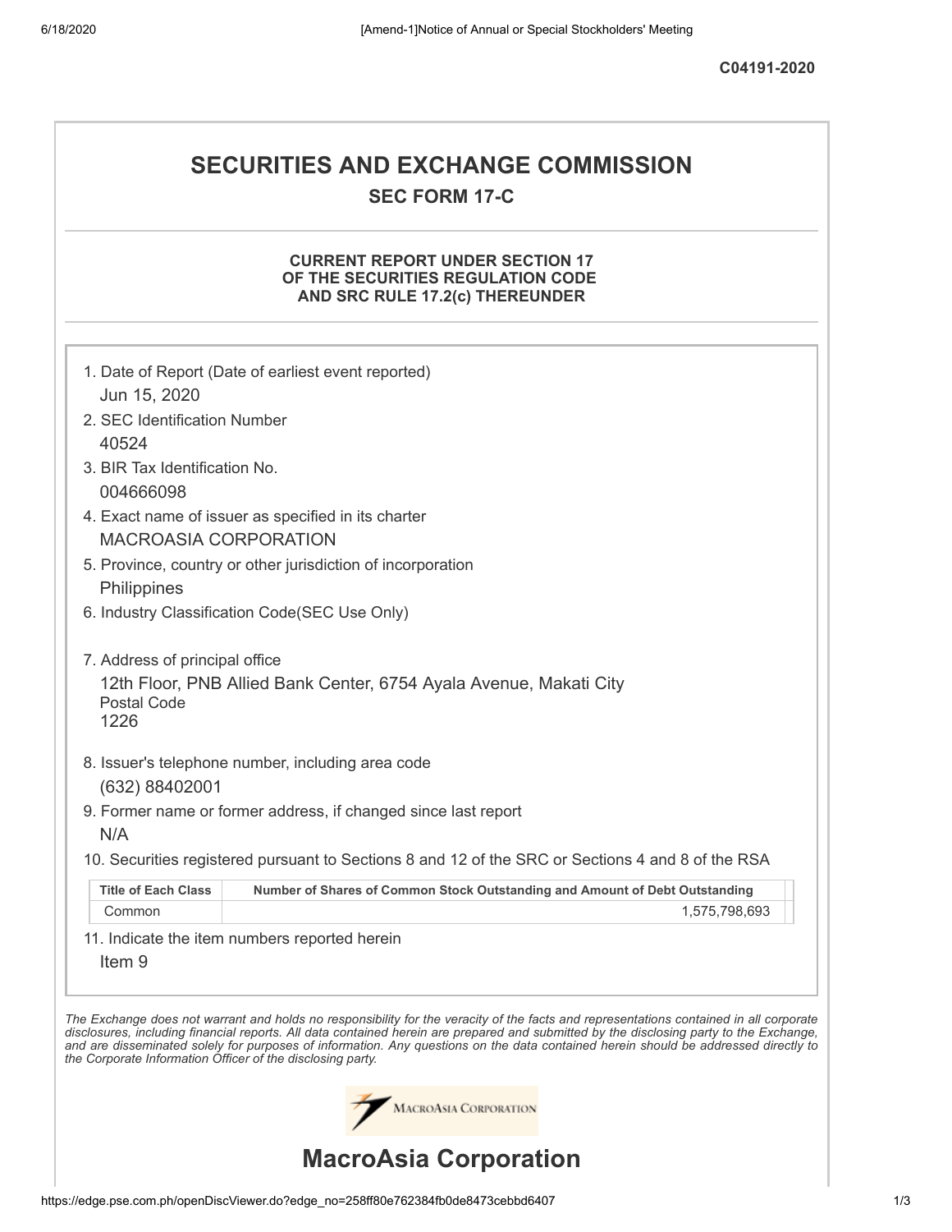C04191-2020

# SECURITIES AND EXCHANGE COMMISSION

## SEC FORM 17-C

### CURRENT REPORT UNDER SECTION 17 OF THE SECURITIES REGULATION CODE AND SRC RULE 17.2(c) THEREUNDER

1. Date of Report (Date of earliest event reported)
   Jun 15, 2020
2. SEC Identification Number
   40524
3. BIR Tax Identification No.
   004666098
4. Exact name of issuer as specified in its charter
   MACROASIA CORPORATION
5. Province, country or other jurisdiction of incorporation
   Philippines
6. Industry Classification Code(SEC Use Only)

7. Address of principal office
   12th Floor, PNB Allied Bank Center, 6754 Ayala Avenue, Makati City
   Postal Code
   1226
8. Issuer's telephone number, including area code
   (632) 88402001
9. Former name or former address, if changed since last report
   N/A
10. Securities registered pursuant to Sections 8 and 12 of the SRC or Sections 4 and 8 of the RSA

| Title of Each Class | Number of Shares of Common Stock Outstanding and Amount of Debt Outstanding |
| --- | --- |
| Common | 1,575,798,693 |

11. Indicate the item numbers reported herein
    Item 9

*The Exchange does not warrant and holds no responsibility for the veracity of the facts and representations contained in all corporate disclosures, including financial reports. All data contained herein are prepared and submitted by the disclosing party to the Exchange, and are disseminated solely for purposes of information. Any questions on the data contained herein should be addressed directly to the Corporate Information Officer of the disclosing party.*

MacroAsia Corporation

# MacroAsia Corporation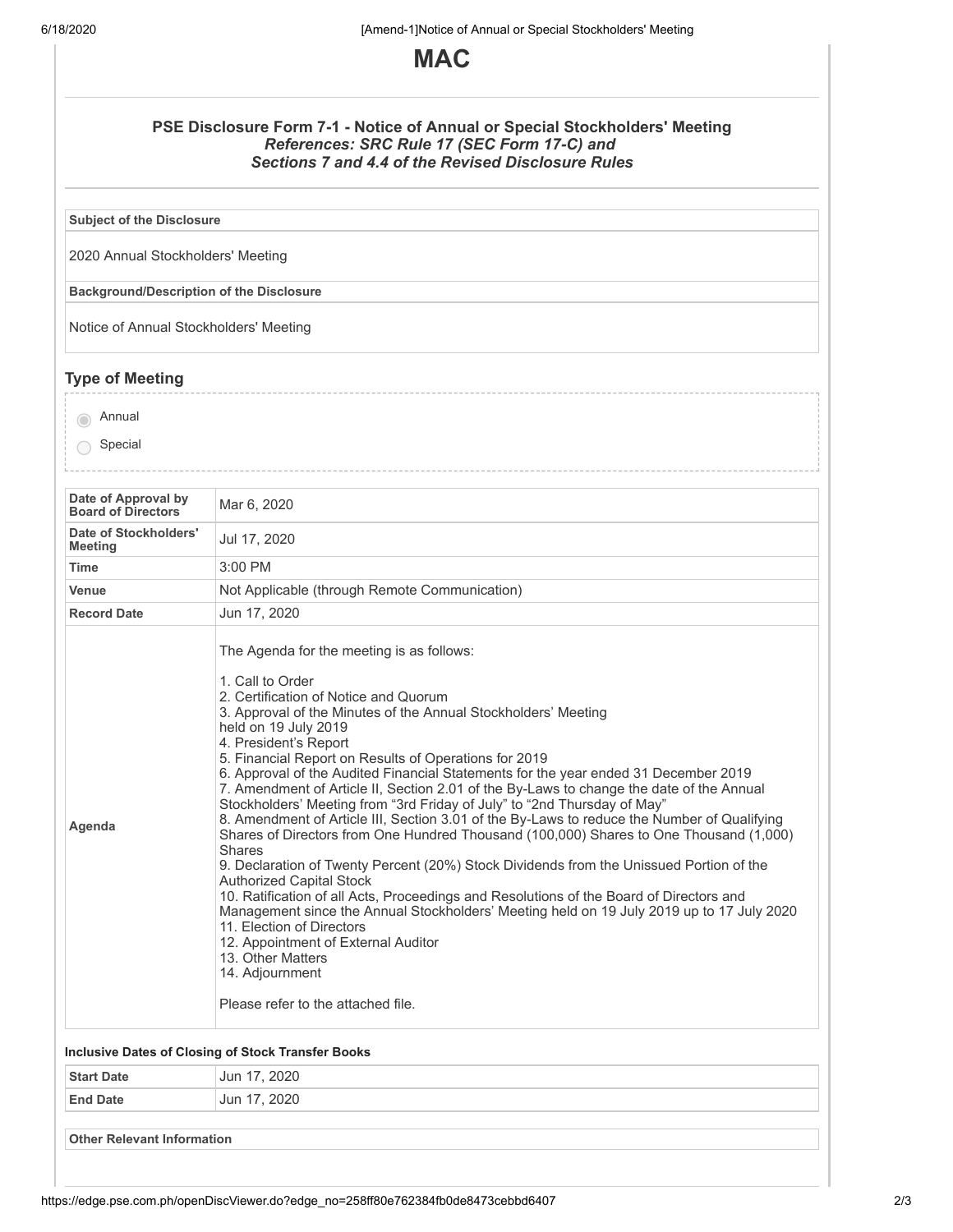# MAC

### PSE Disclosure Form 7-1 - Notice of Annual or Special Stockholders' Meeting
*References: SRC Rule 17 (SEC Form 17-C) and*
*Sections 7 and 4.4 of the Revised Disclosure Rules*

| Subject of the Disclosure |
| --- |
| 2020 Annual Stockholders' Meeting |

| Background/Description of the Disclosure |
| --- |
| Notice of Annual Stockholders' Meeting |

## Type of Meeting

- (selected) Annual
- Special

| | |
| --- | --- |
| **Date of Approval by Board of Directors** | Mar 6, 2020 |
| **Date of Stockholders' Meeting** | Jul 17, 2020 |
| **Time** | 3:00 PM |
| **Venue** | Not Applicable (through Remote Communication) |
| **Record Date** | Jun 17, 2020 |
| **Agenda** | The Agenda for the meeting is as follows:<br><br>1. Call to Order<br>2. Certification of Notice and Quorum<br>3. Approval of the Minutes of the Annual Stockholders' Meeting held on 19 July 2019<br>4. President's Report<br>5. Financial Report on Results of Operations for 2019<br>6. Approval of the Audited Financial Statements for the year ended 31 December 2019<br>7. Amendment of Article II, Section 2.01 of the By-Laws to change the date of the Annual Stockholders' Meeting from "3rd Friday of July" to "2nd Thursday of May"<br>8. Amendment of Article III, Section 3.01 of the By-Laws to reduce the Number of Qualifying Shares of Directors from One Hundred Thousand (100,000) Shares to One Thousand (1,000) Shares<br>9. Declaration of Twenty Percent (20%) Stock Dividends from the Unissued Portion of the Authorized Capital Stock<br>10. Ratification of all Acts, Proceedings and Resolutions of the Board of Directors and Management since the Annual Stockholders' Meeting held on 19 July 2019 up to 17 July 2020<br>11. Election of Directors<br>12. Appointment of External Auditor<br>13. Other Matters<br>14. Adjournment<br><br>Please refer to the attached file. |

**Inclusive Dates of Closing of Stock Transfer Books**

| | |
| --- | --- |
| **Start Date** | Jun 17, 2020 |
| **End Date** | Jun 17, 2020 |

| Other Relevant Information |
| --- |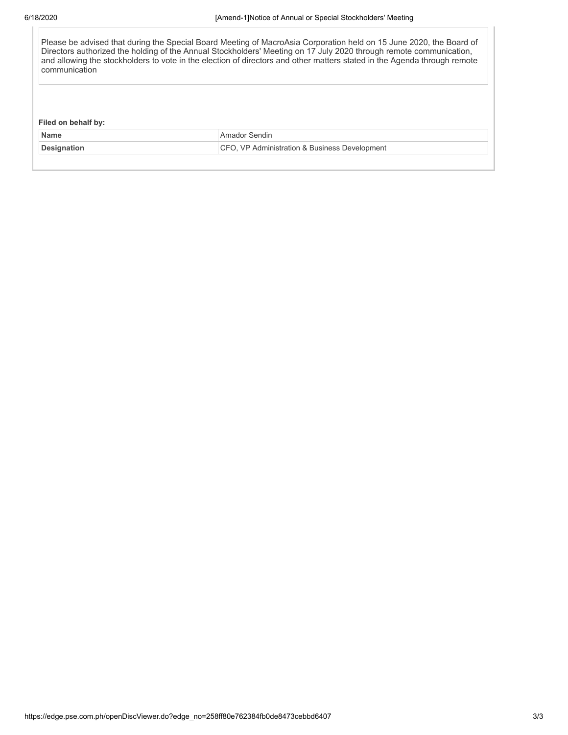Please be advised that during the Special Board Meeting of MacroAsia Corporation held on 15 June 2020, the Board of Directors authorized the holding of the Annual Stockholders' Meeting on 17 July 2020 through remote communication, and allowing the stockholders to vote in the election of directors and other matters stated in the Agenda through remote communication

**Filed on behalf by:**

| | |
|---|---|
| **Name** | Amador Sendin |
| **Designation** | CFO, VP Administration & Business Development |